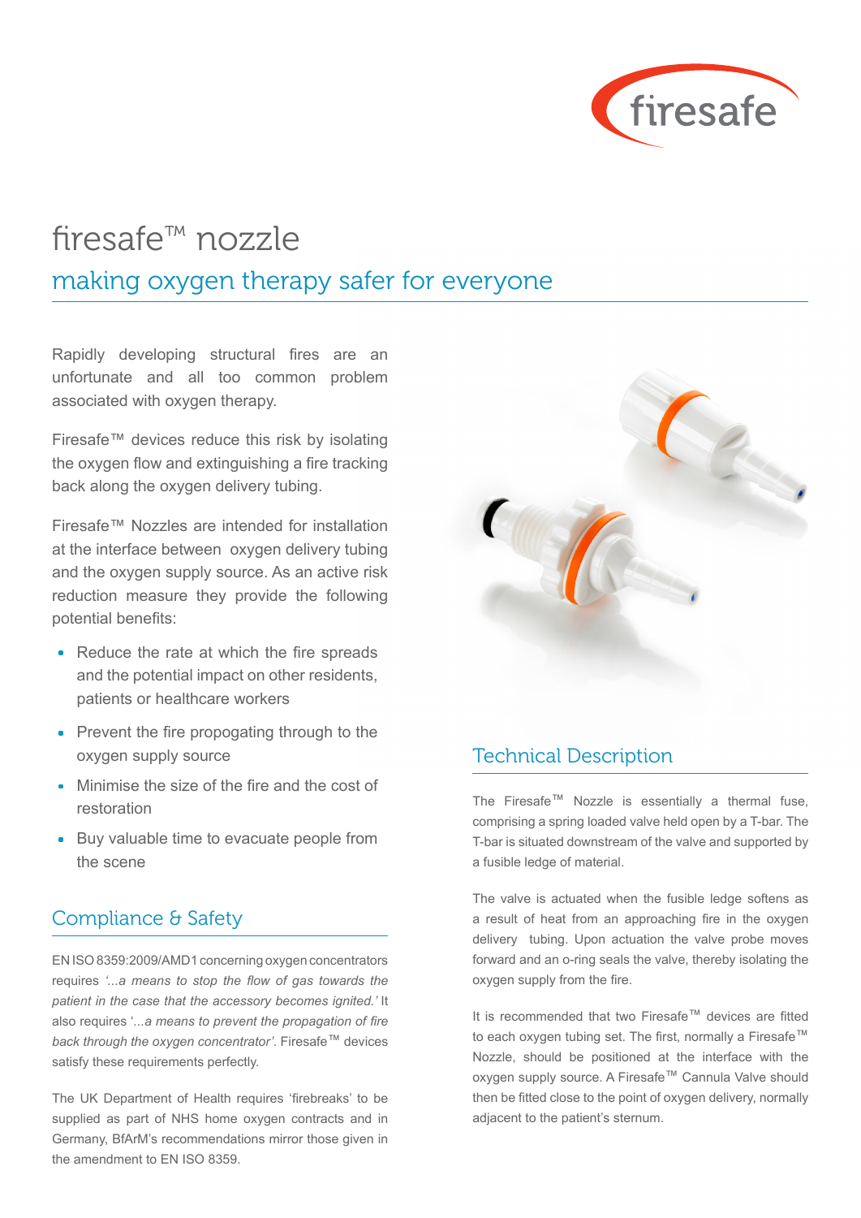firesafe

# firesafe™ nozzle

## making oxygen therapy safer for everyone

Rapidly developing structural fires are an unfortunate and all too common problem associated with oxygen therapy.

Firesafe™ devices reduce this risk by isolating the oxygen flow and extinguishing a fire tracking back along the oxygen delivery tubing.

Firesafe™ Nozzles are intended for installation at the interface between oxygen delivery tubing and the oxygen supply source. As an active risk reduction measure they provide the following potential benefits:

- Reduce the rate at which the fire spreads and the potential impact on other residents, patients or healthcare workers
- Prevent the fire propogating through to the oxygen supply source
- Minimise the size of the fire and the cost of restoration
- Buy valuable time to evacuate people from the scene

## Compliance & Safety

EN ISO 8359:2009/AMD1 concerning oxygen concentrators requires *'...a means to stop the flow of gas towards the patient in the case that the accessory becomes ignited.'* It also requires *'...a means to prevent the propagation of fire back through the oxygen concentrator'*. Firesafe™ devices satisfy these requirements perfectly.

The UK Department of Health requires 'firebreaks' to be supplied as part of NHS home oxygen contracts and in Germany, BfArM's recommendations mirror those given in the amendment to EN ISO 8359.

## Technical Description

The Firesafe™ Nozzle is essentially a thermal fuse, comprising a spring loaded valve held open by a T-bar. The T-bar is situated downstream of the valve and supported by a fusible ledge of material.

The valve is actuated when the fusible ledge softens as a result of heat from an approaching fire in the oxygen delivery tubing. Upon actuation the valve probe moves forward and an o-ring seals the valve, thereby isolating the oxygen supply from the fire.

It is recommended that two Firesafe™ devices are fitted to each oxygen tubing set. The first, normally a Firesafe™ Nozzle, should be positioned at the interface with the oxygen supply source. A Firesafe™ Cannula Valve should then be fitted close to the point of oxygen delivery, normally adjacent to the patient's sternum.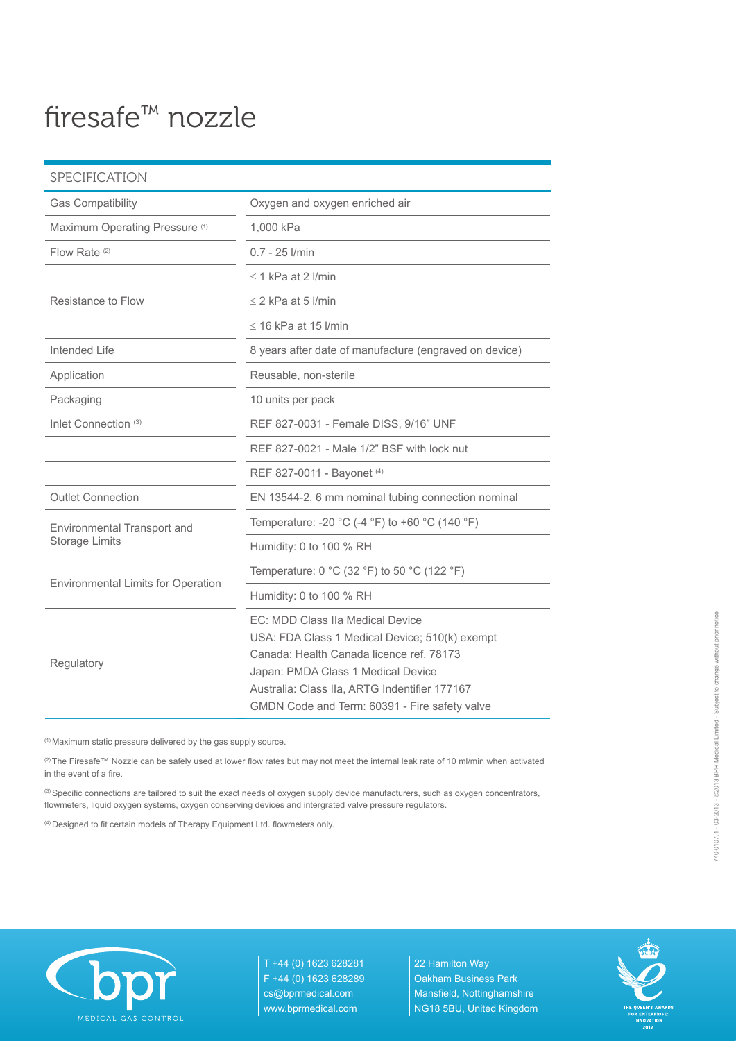# firesafe™ nozzle

| SPECIFICATION | |
|---|---|
| Gas Compatibility | Oxygen and oxygen enriched air |
| Maximum Operating Pressure (1) | 1,000 kPa |
| Flow Rate (2) | 0.7 - 25 l/min |
| Resistance to Flow | ≤ 1 kPa at 2 l/min |
| | ≤ 2 kPa at 5 l/min |
| | ≤ 16 kPa at 15 l/min |
| Intended Life | 8 years after date of manufacture (engraved on device) |
| Application | Reusable, non-sterile |
| Packaging | 10 units per pack |
| Inlet Connection (3) | REF 827-0031 - Female DISS, 9/16" UNF |
| | REF 827-0021 - Male 1/2" BSF with lock nut |
| | REF 827-0011 - Bayonet (4) |
| Outlet Connection | EN 13544-2, 6 mm nominal tubing connection nominal |
| Environmental Transport and Storage Limits | Temperature: -20 °C (-4 °F) to +60 °C (140 °F) |
| | Humidity: 0 to 100 % RH |
| Environmental Limits for Operation | Temperature: 0 °C (32 °F) to 50 °C (122 °F) |
| | Humidity: 0 to 100 % RH |
| Regulatory | EC: MDD Class IIa Medical Device<br>USA: FDA Class 1 Medical Device; 510(k) exempt<br>Canada: Health Canada licence ref. 78173<br>Japan: PMDA Class 1 Medical Device<br>Australia: Class IIa, ARTG Indentifier 177167<br>GMDN Code and Term: 60391 - Fire safety valve |

(1) Maximum static pressure delivered by the gas supply source.

(2) The Firesafe™ Nozzle can be safely used at lower flow rates but may not meet the internal leak rate of 10 ml/min when activated in the event of a fire.

(3) Specific connections are tailored to suit the exact needs of oxygen supply device manufacturers, such as oxygen concentrators, flowmeters, liquid oxygen systems, oxygen conserving devices and intergrated valve pressure regulators.

(4) Designed to fit certain models of Therapy Equipment Ltd. flowmeters only.

740-0107 1 - 03-2013 - ©2013 BPR Medical Limited - Subject to change without prior notice

bpr MEDICAL GAS CONTROL

T +44 (0) 1623 628281
F +44 (0) 1623 628289
cs@bprmedical.com
www.bprmedical.com

22 Hamilton Way
Oakham Business Park
Mansfield, Nottinghamshire
NG18 5BU, United Kingdom

THE QUEEN'S AWARDS FOR ENTERPRISE: INNOVATION 2012